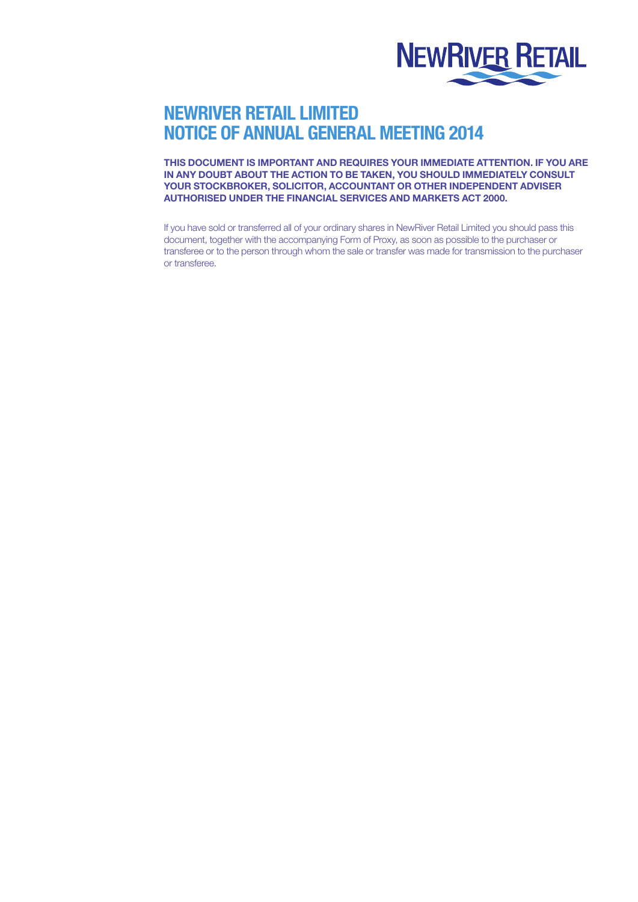NEWRIVER RETAIL

# NEWRIVER RETAIL LIMITED
# NOTICE OF ANNUAL GENERAL MEETING 2014

**THIS DOCUMENT IS IMPORTANT AND REQUIRES YOUR IMMEDIATE ATTENTION. IF YOU ARE IN ANY DOUBT ABOUT THE ACTION TO BE TAKEN, YOU SHOULD IMMEDIATELY CONSULT YOUR STOCKBROKER, SOLICITOR, ACCOUNTANT OR OTHER INDEPENDENT ADVISER AUTHORISED UNDER THE FINANCIAL SERVICES AND MARKETS ACT 2000.**

If you have sold or transferred all of your ordinary shares in NewRiver Retail Limited you should pass this document, together with the accompanying Form of Proxy, as soon as possible to the purchaser or transferee or to the person through whom the sale or transfer was made for transmission to the purchaser or transferee.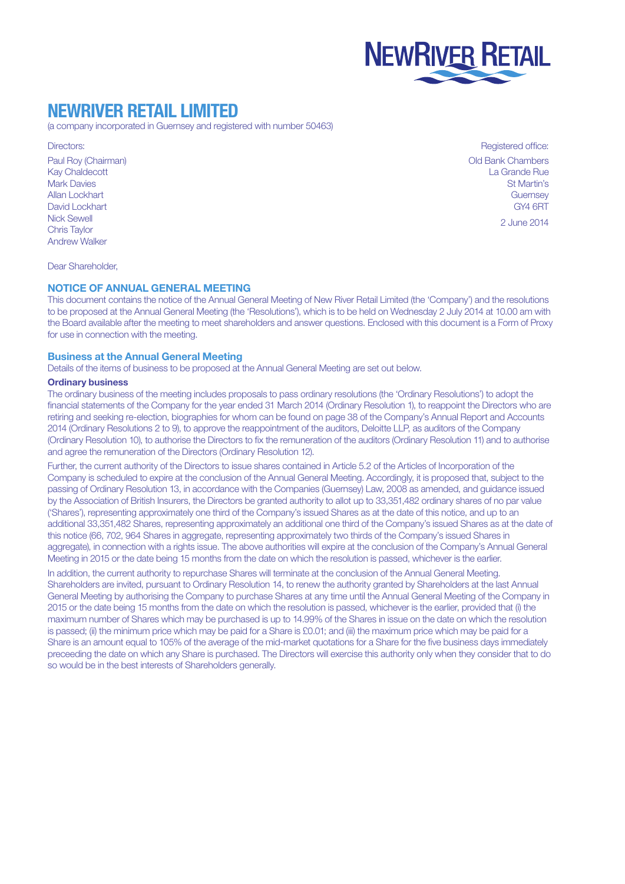NEWRIVER RETAIL

# NEWRIVER RETAIL LIMITED

(a company incorporated in Guernsey and registered with number 50463)

Directors:

Paul Roy (Chairman)
Kay Chaldecott
Mark Davies
Allan Lockhart
David Lockhart
Nick Sewell
Chris Taylor
Andrew Walker

Registered office:

Old Bank Chambers
La Grande Rue
St Martin's
Guernsey
GY4 6RT

2 June 2014

Dear Shareholder,

## NOTICE OF ANNUAL GENERAL MEETING

This document contains the notice of the Annual General Meeting of New River Retail Limited (the 'Company') and the resolutions to be proposed at the Annual General Meeting (the 'Resolutions'), which is to be held on Wednesday 2 July 2014 at 10.00 am with the Board available after the meeting to meet shareholders and answer questions. Enclosed with this document is a Form of Proxy for use in connection with the meeting.

### Business at the Annual General Meeting

Details of the items of business to be proposed at the Annual General Meeting are set out below.

#### Ordinary business

The ordinary business of the meeting includes proposals to pass ordinary resolutions (the 'Ordinary Resolutions') to adopt the financial statements of the Company for the year ended 31 March 2014 (Ordinary Resolution 1), to reappoint the Directors who are retiring and seeking re-election, biographies for whom can be found on page 38 of the Company's Annual Report and Accounts 2014 (Ordinary Resolutions 2 to 9), to approve the reappointment of the auditors, Deloitte LLP, as auditors of the Company (Ordinary Resolution 10), to authorise the Directors to fix the remuneration of the auditors (Ordinary Resolution 11) and to authorise and agree the remuneration of the Directors (Ordinary Resolution 12).

Further, the current authority of the Directors to issue shares contained in Article 5.2 of the Articles of Incorporation of the Company is scheduled to expire at the conclusion of the Annual General Meeting. Accordingly, it is proposed that, subject to the passing of Ordinary Resolution 13, in accordance with the Companies (Guernsey) Law, 2008 as amended, and guidance issued by the Association of British Insurers, the Directors be granted authority to allot up to 33,351,482 ordinary shares of no par value ('Shares'), representing approximately one third of the Company's issued Shares as at the date of this notice, and up to an additional 33,351,482 Shares, representing approximately an additional one third of the Company's issued Shares as at the date of this notice (66, 702, 964 Shares in aggregate, representing approximately two thirds of the Company's issued Shares in aggregate), in connection with a rights issue. The above authorities will expire at the conclusion of the Company's Annual General Meeting in 2015 or the date being 15 months from the date on which the resolution is passed, whichever is the earlier.

In addition, the current authority to repurchase Shares will terminate at the conclusion of the Annual General Meeting. Shareholders are invited, pursuant to Ordinary Resolution 14, to renew the authority granted by Shareholders at the last Annual General Meeting by authorising the Company to purchase Shares at any time until the Annual General Meeting of the Company in 2015 or the date being 15 months from the date on which the resolution is passed, whichever is the earlier, provided that (i) the maximum number of Shares which may be purchased is up to 14.99% of the Shares in issue on the date on which the resolution is passed; (ii) the minimum price which may be paid for a Share is £0.01; and (iii) the maximum price which may be paid for a Share is an amount equal to 105% of the average of the mid-market quotations for a Share for the five business days immediately preceeding the date on which any Share is purchased. The Directors will exercise this authority only when they consider that to do so would be in the best interests of Shareholders generally.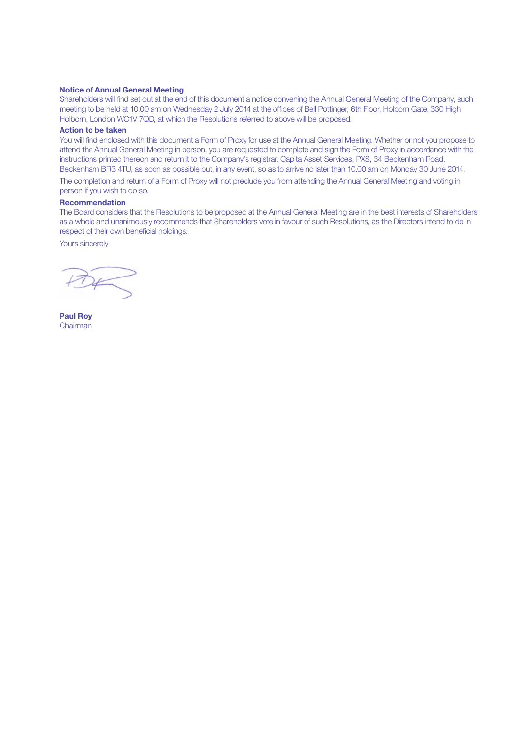### Notice of Annual General Meeting

Shareholders will find set out at the end of this document a notice convening the Annual General Meeting of the Company, such meeting to be held at 10.00 am on Wednesday 2 July 2014 at the offices of Bell Pottinger, 6th Floor, Holborn Gate, 330 High Holborn, London WC1V 7QD, at which the Resolutions referred to above will be proposed.

### Action to be taken

You will find enclosed with this document a Form of Proxy for use at the Annual General Meeting. Whether or not you propose to attend the Annual General Meeting in person, you are requested to complete and sign the Form of Proxy in accordance with the instructions printed thereon and return it to the Company's registrar, Capita Asset Services, PXS, 34 Beckenham Road, Beckenham BR3 4TU, as soon as possible but, in any event, so as to arrive no later than 10.00 am on Monday 30 June 2014.

The completion and return of a Form of Proxy will not preclude you from attending the Annual General Meeting and voting in person if you wish to do so.

### Recommendation

The Board considers that the Resolutions to be proposed at the Annual General Meeting are in the best interests of Shareholders as a whole and unanimously recommends that Shareholders vote in favour of such Resolutions, as the Directors intend to do in respect of their own beneficial holdings.

Yours sincerely

**Paul Roy**
Chairman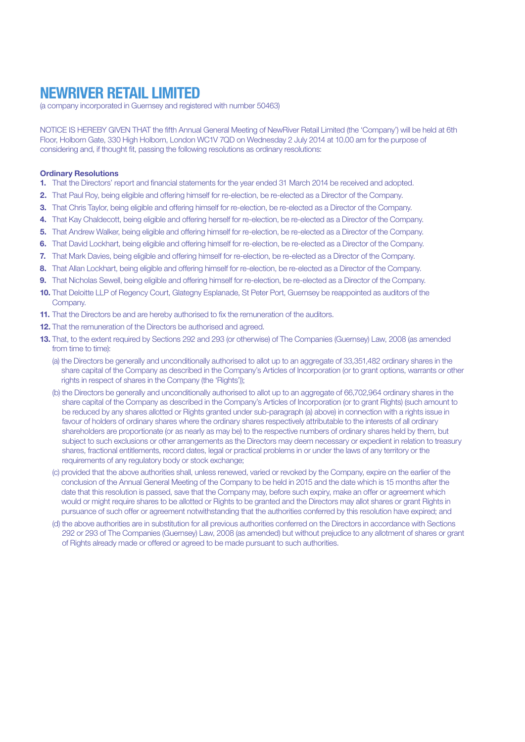# NEWRIVER RETAIL LIMITED

(a company incorporated in Guernsey and registered with number 50463)

NOTICE IS HEREBY GIVEN THAT the fifth Annual General Meeting of NewRiver Retail Limited (the 'Company') will be held at 6th Floor, Holborn Gate, 330 High Holborn, London WC1V 7QD on Wednesday 2 July 2014 at 10.00 am for the purpose of considering and, if thought fit, passing the following resolutions as ordinary resolutions:

**Ordinary Resolutions**

1. That the Directors' report and financial statements for the year ended 31 March 2014 be received and adopted.
2. That Paul Roy, being eligible and offering himself for re-election, be re-elected as a Director of the Company.
3. That Chris Taylor, being eligible and offering himself for re-election, be re-elected as a Director of the Company.
4. That Kay Chaldecott, being eligible and offering herself for re-election, be re-elected as a Director of the Company.
5. That Andrew Walker, being eligible and offering himself for re-election, be re-elected as a Director of the Company.
6. That David Lockhart, being eligible and offering himself for re-election, be re-elected as a Director of the Company.
7. That Mark Davies, being eligible and offering himself for re-election, be re-elected as a Director of the Company.
8. That Allan Lockhart, being eligible and offering himself for re-election, be re-elected as a Director of the Company.
9. That Nicholas Sewell, being eligible and offering himself for re-election, be re-elected as a Director of the Company.
10. That Deloitte LLP of Regency Court, Glategny Esplanade, St Peter Port, Guernsey be reappointed as auditors of the Company.
11. That the Directors be and are hereby authorised to fix the remuneration of the auditors.
12. That the remuneration of the Directors be authorised and agreed.
13. That, to the extent required by Sections 292 and 293 (or otherwise) of The Companies (Guernsey) Law, 2008 (as amended from time to time):
    (a) the Directors be generally and unconditionally authorised to allot up to an aggregate of 33,351,482 ordinary shares in the share capital of the Company as described in the Company's Articles of Incorporation (or to grant options, warrants or other rights in respect of shares in the Company (the 'Rights'));

    (b) the Directors be generally and unconditionally authorised to allot up to an aggregate of 66,702,964 ordinary shares in the share capital of the Company as described in the Company's Articles of Incorporation (or to grant Rights) (such amount to be reduced by any shares allotted or Rights granted under sub-paragraph (a) above) in connection with a rights issue in favour of holders of ordinary shares where the ordinary shares respectively attributable to the interests of all ordinary shareholders are proportionate (or as nearly as may be) to the respective numbers of ordinary shares held by them, but subject to such exclusions or other arrangements as the Directors may deem necessary or expedient in relation to treasury shares, fractional entitlements, record dates, legal or practical problems in or under the laws of any territory or the requirements of any regulatory body or stock exchange;

    (c) provided that the above authorities shall, unless renewed, varied or revoked by the Company, expire on the earlier of the conclusion of the Annual General Meeting of the Company to be held in 2015 and the date which is 15 months after the date that this resolution is passed, save that the Company may, before such expiry, make an offer or agreement which would or might require shares to be allotted or Rights to be granted and the Directors may allot shares or grant Rights in pursuance of such offer or agreement notwithstanding that the authorities conferred by this resolution have expired; and

    (d) the above authorities are in substitution for all previous authorities conferred on the Directors in accordance with Sections 292 or 293 of The Companies (Guernsey) Law, 2008 (as amended) but without prejudice to any allotment of shares or grant of Rights already made or offered or agreed to be made pursuant to such authorities.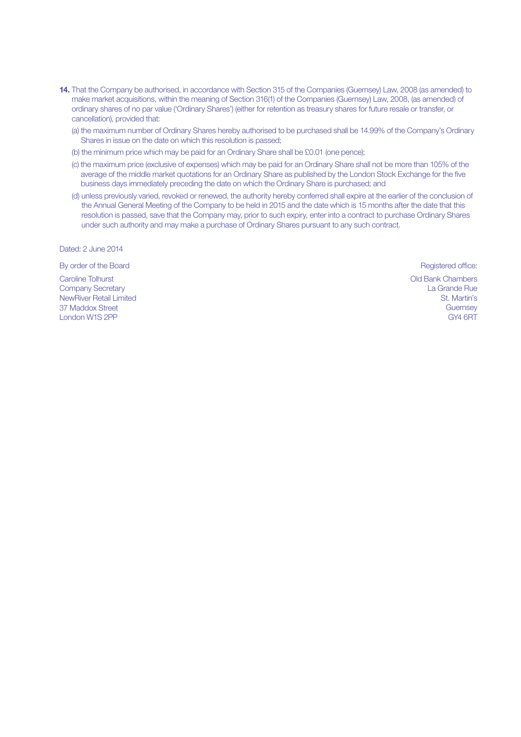**14.** That the Company be authorised, in accordance with Section 315 of the Companies (Guernsey) Law, 2008 (as amended) to make market acquisitions, within the meaning of Section 316(1) of the Companies (Guernsey) Law, 2008, (as amended) of ordinary shares of no par value ('Ordinary Shares') (either for retention as treasury shares for future resale or transfer, or cancellation), provided that:

(a) the maximum number of Ordinary Shares hereby authorised to be purchased shall be 14.99% of the Company's Ordinary Shares in issue on the date on which this resolution is passed;

(b) the minimum price which may be paid for an Ordinary Share shall be £0.01 (one pence);

(c) the maximum price (exclusive of expenses) which may be paid for an Ordinary Share shall not be more than 105% of the average of the middle market quotations for an Ordinary Share as published by the London Stock Exchange for the five business days immediately preceding the date on which the Ordinary Share is purchased; and

(d) unless previously varied, revoked or renewed, the authority hereby conferred shall expire at the earlier of the conclusion of the Annual General Meeting of the Company to be held in 2015 and the date which is 15 months after the date that this resolution is passed, save that the Company may, prior to such expiry, enter into a contract to purchase Ordinary Shares under such authority and may make a purchase of Ordinary Shares pursuant to any such contract.

Dated: 2 June 2014

By order of the Board

Caroline Tolhurst
Company Secretary
NewRiver Retail Limited
37 Maddox Street
London W1S 2PP

Registered office:

Old Bank Chambers
La Grande Rue
St. Martin's
Guernsey
GY4 6RT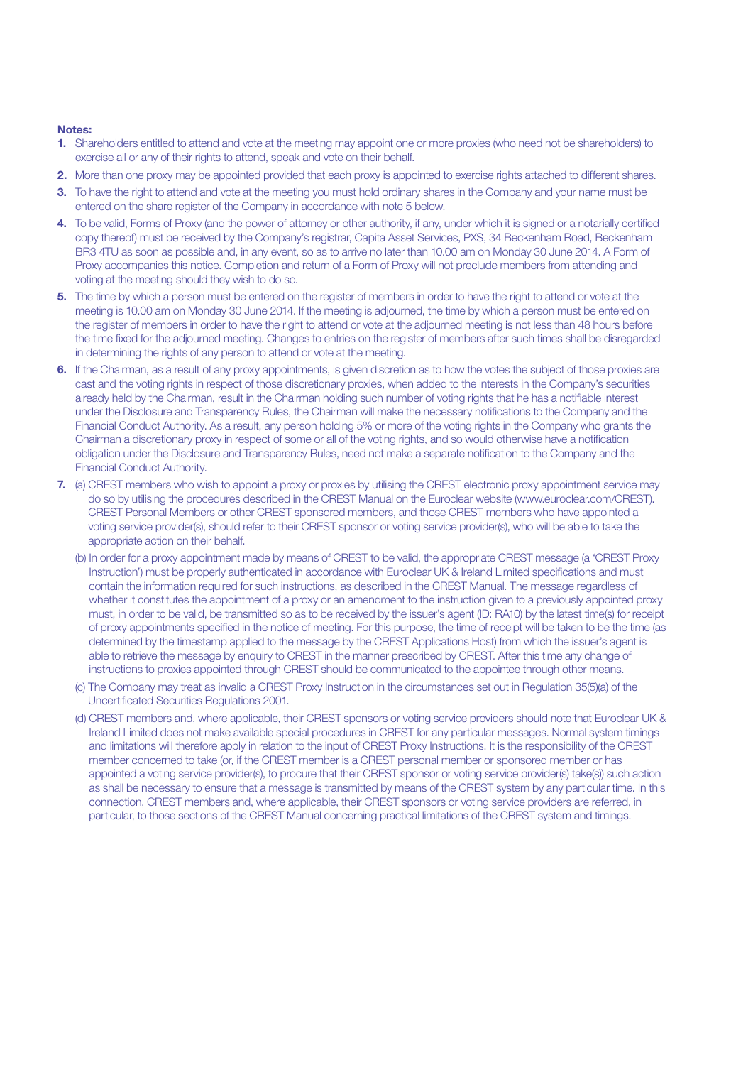**Notes:**

1. Shareholders entitled to attend and vote at the meeting may appoint one or more proxies (who need not be shareholders) to exercise all or any of their rights to attend, speak and vote on their behalf.
2. More than one proxy may be appointed provided that each proxy is appointed to exercise rights attached to different shares.
3. To have the right to attend and vote at the meeting you must hold ordinary shares in the Company and your name must be entered on the share register of the Company in accordance with note 5 below.
4. To be valid, Forms of Proxy (and the power of attorney or other authority, if any, under which it is signed or a notarially certified copy thereof) must be received by the Company's registrar, Capita Asset Services, PXS, 34 Beckenham Road, Beckenham BR3 4TU as soon as possible and, in any event, so as to arrive no later than 10.00 am on Monday 30 June 2014. A Form of Proxy accompanies this notice. Completion and return of a Form of Proxy will not preclude members from attending and voting at the meeting should they wish to do so.
5. The time by which a person must be entered on the register of members in order to have the right to attend or vote at the meeting is 10.00 am on Monday 30 June 2014. If the meeting is adjourned, the time by which a person must be entered on the register of members in order to have the right to attend or vote at the adjourned meeting is not less than 48 hours before the time fixed for the adjourned meeting. Changes to entries on the register of members after such times shall be disregarded in determining the rights of any person to attend or vote at the meeting.
6. If the Chairman, as a result of any proxy appointments, is given discretion as to how the votes the subject of those proxies are cast and the voting rights in respect of those discretionary proxies, when added to the interests in the Company's securities already held by the Chairman, result in the Chairman holding such number of voting rights that he has a notifiable interest under the Disclosure and Transparency Rules, the Chairman will make the necessary notifications to the Company and the Financial Conduct Authority. As a result, any person holding 5% or more of the voting rights in the Company who grants the Chairman a discretionary proxy in respect of some or all of the voting rights, and so would otherwise have a notification obligation under the Disclosure and Transparency Rules, need not make a separate notification to the Company and the Financial Conduct Authority.
7. (a) CREST members who wish to appoint a proxy or proxies by utilising the CREST electronic proxy appointment service may do so by utilising the procedures described in the CREST Manual on the Euroclear website (www.euroclear.com/CREST). CREST Personal Members or other CREST sponsored members, and those CREST members who have appointed a voting service provider(s), should refer to their CREST sponsor or voting service provider(s), who will be able to take the appropriate action on their behalf.

   (b) In order for a proxy appointment made by means of CREST to be valid, the appropriate CREST message (a 'CREST Proxy Instruction') must be properly authenticated in accordance with Euroclear UK & Ireland Limited specifications and must contain the information required for such instructions, as described in the CREST Manual. The message regardless of whether it constitutes the appointment of a proxy or an amendment to the instruction given to a previously appointed proxy must, in order to be valid, be transmitted so as to be received by the issuer's agent (ID: RA10) by the latest time(s) for receipt of proxy appointments specified in the notice of meeting. For this purpose, the time of receipt will be taken to be the time (as determined by the timestamp applied to the message by the CREST Applications Host) from which the issuer's agent is able to retrieve the message by enquiry to CREST in the manner prescribed by CREST. After this time any change of instructions to proxies appointed through CREST should be communicated to the appointee through other means.

   (c) The Company may treat as invalid a CREST Proxy Instruction in the circumstances set out in Regulation 35(5)(a) of the Uncertificated Securities Regulations 2001.

   (d) CREST members and, where applicable, their CREST sponsors or voting service providers should note that Euroclear UK & Ireland Limited does not make available special procedures in CREST for any particular messages. Normal system timings and limitations will therefore apply in relation to the input of CREST Proxy Instructions. It is the responsibility of the CREST member concerned to take (or, if the CREST member is a CREST personal member or sponsored member or has appointed a voting service provider(s), to procure that their CREST sponsor or voting service provider(s) take(s)) such action as shall be necessary to ensure that a message is transmitted by means of the CREST system by any particular time. In this connection, CREST members and, where applicable, their CREST sponsors or voting service providers are referred, in particular, to those sections of the CREST Manual concerning practical limitations of the CREST system and timings.